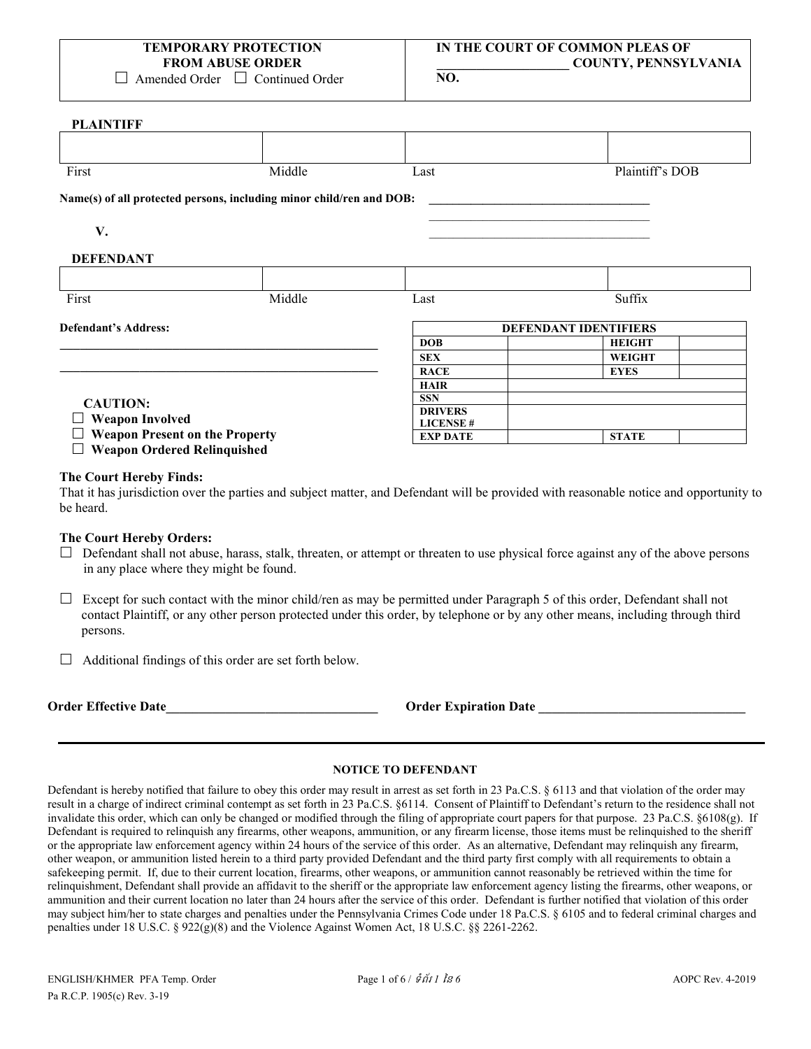| TEMPORARY PROTECTION FROM ABUSE ORDER | IN THE COURT OF COMMON PLEAS OF |
| --- | --- |
| ☐ Amended Order ☐ Continued Order | ____________________ COUNTY, PENNSYLVANIA |
| | NO. |

**PLAINTIFF**

| | | | |
| --- | --- | --- | --- |
| | | | |
| First | Middle | Last | Plaintiff's DOB |

**Name(s) of all protected persons, including minor child/ren and DOB:** ____________________________________

____________________________________

**V.** ____________________________________

**DEFENDANT**

| | | | |
| --- | --- | --- | --- |
| | | | |
| First | Middle | Last | Suffix |

**Defendant's Address:**

____________________________________________________

____________________________________________________

| DEFENDANT IDENTIFIERS | | | |
| --- | --- | --- | --- |
| **DOB** | | **HEIGHT** | |
| **SEX** | | **WEIGHT** | |
| **RACE** | | **EYES** | |
| **HAIR** | | | |
| **SSN** | | | |
| **DRIVERS LICENSE #** | | | |
| **EXP DATE** | | **STATE** | |

**CAUTION:**

☐ **Weapon Involved**
☐ **Weapon Present on the Property**
☐ **Weapon Ordered Relinquished**

**The Court Hereby Finds:**
That it has jurisdiction over the parties and subject matter, and Defendant will be provided with reasonable notice and opportunity to be heard.

**The Court Hereby Orders:**

☐ Defendant shall not abuse, harass, stalk, threaten, or attempt or threaten to use physical force against any of the above persons in any place where they might be found.

☐ Except for such contact with the minor child/ren as may be permitted under Paragraph 5 of this order, Defendant shall not contact Plaintiff, or any other person protected under this order, by telephone or by any other means, including through third persons.

☐ Additional findings of this order are set forth below.

**Order Effective Date**________________________________ **Order Expiration Date** ________________________________

---

**NOTICE TO DEFENDANT**

Defendant is hereby notified that failure to obey this order may result in arrest as set forth in 23 Pa.C.S. § 6113 and that violation of the order may result in a charge of indirect criminal contempt as set forth in 23 Pa.C.S. §6114. Consent of Plaintiff to Defendant's return to the residence shall not invalidate this order, which can only be changed or modified through the filing of appropriate court papers for that purpose. 23 Pa.C.S. §6108(g). If Defendant is required to relinquish any firearms, other weapons, ammunition, or any firearm license, those items must be relinquished to the sheriff or the appropriate law enforcement agency within 24 hours of the service of this order. As an alternative, Defendant may relinquish any firearm, other weapon, or ammunition listed herein to a third party provided Defendant and the third party first comply with all requirements to obtain a safekeeping permit. If, due to their current location, firearms, other weapons, or ammunition cannot reasonably be retrieved within the time for relinquishment, Defendant shall provide an affidavit to the sheriff or the appropriate law enforcement agency listing the firearms, other weapons, or ammunition and their current location no later than 24 hours after the service of this order. Defendant is further notified that violation of this order may subject him/her to state charges and penalties under the Pennsylvania Crimes Code under 18 Pa.C.S. § 6105 and to federal criminal charges and penalties under 18 U.S.C. § 922(g)(8) and the Violence Against Women Act, 18 U.S.C. §§ 2261-2262.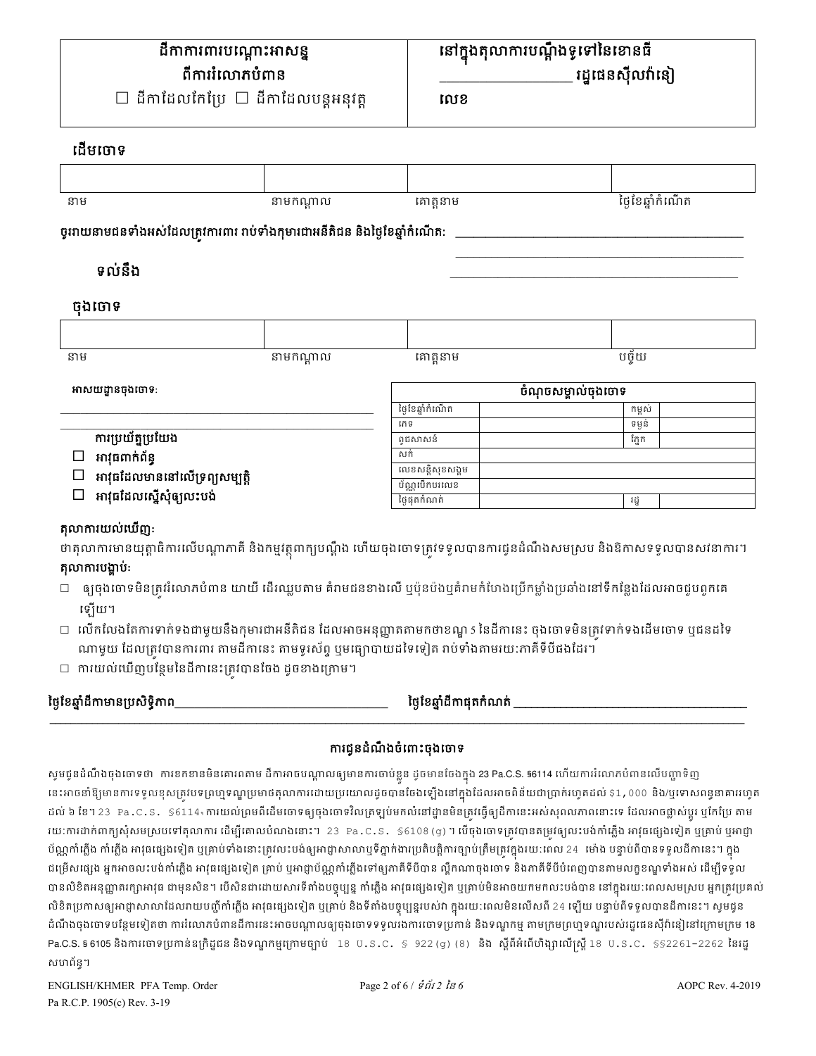| ដីកាការពារបណ្តោះអាសន្ន ពីការរំលោភបំពាន<br>☐ ដីកាដែលកែប្រែ ☐ ដីកាដែលបន្តអនុវត្ត | នៅក្នុងតុលាការបណ្តឹងទូទៅនៃខោនធី ________________ រដ្ឋផេនស៊ីលវ៉ានៀ<br>លេខ |
|---|---|

**ដើមចោទ**

| | | | |
|---|---|---|---|
| | | | |
| នាម | នាមកណ្តាល | គោត្តនាម | ថ្ងៃខែឆ្នាំកំណើត |

**ចូររាយនាមជនទាំងអស់ដែលត្រូវការការពារ រាប់ទាំងកុមារជាអនីតិជន និងថ្ងៃខែឆ្នាំកំណើត:** ________________________________________________

________________________________________________

**ទល់នឹង** ________________________________________________

**ចុងចោទ**

| | | | |
|---|---|---|---|
| | | | |
| នាម | នាមកណ្តាល | គោត្តនាម | បច្ច័យ |

**អាសយដ្ឋានចុងចោទ:**

________________________________________________

________________________________________________

**ការប្រយ័ត្នប្រយែង**

- ☐ **អាវុធពាក់ព័ន្ធ**
- ☐ **អាវុធដែលមាននៅលើទ្រព្យសម្បត្តិ**
- ☐ **អាវុធដែលស្នើសុំឲ្យលះបង់**

| ចំណុចសម្គាល់ចុងចោទ | | | |
|---|---|---|---|
| ថ្ងៃខែឆ្នាំកំណើត | | កម្ពស់ | |
| ភេទ | | ទម្ងន់ | |
| ពូជសាសន៍ | | ភ្នែក | |
| សក់ | | | |
| លេខសន្តិសុខសង្គម | | | |
| ប័ណ្ណបើកបរលេខ | | | |
| ថ្ងៃផុតកំណត់ | | រដ្ឋ | |

**តុលាការយល់ឃើញ:**

ថាតុលាការមានយុត្តាធិការលើបណ្តាភាគី និងកម្មវត្ថុពាក្យបណ្តឹង ហើយចុងចោទត្រូវទទួលបានការជូនដំណឹងសមស្រប និងឱកាសទទួលបានសវនាការ។

**តុលាការបង្គាប់:**

- ☐ ឲ្យចុងចោទមិនត្រូវរំលោភបំពាន យាយី ដើរឈ្លបតាម គំរាមជនខាងលើ ឬប៉ុនប៉ងឬគំរាមកំហែងប្រើកម្លាំងប្រឆាំងនៅទីកន្លែងដែលអាចជួបពួកគេឡើយ។
- ☐ លើកលែងតែការទាក់ទងជាមួយនឹងកុមារជាអនីតិជន ដែលអាចអនុញ្ញាតតាមកថាខណ្ឌ 5 នៃដីកានេះ ចុងចោទមិនត្រូវទាក់ទងដើមចោទ ឬជនដទៃណាមួយ ដែលត្រូវបានការពារ តាមដីកានេះ តាមទូរស័ព្ទ ឬមធ្យោបាយដទៃទៀត រាប់ទាំងតាមរយៈភាគីទីបីផងដែរ។
- ☐ ការយល់ឃើញបន្ថែមនៃដីកានេះត្រូវបានចែង ដូចខាងក្រោម។

**ថ្ងៃខែឆ្នាំដីកាមានប្រសិទ្ធិភាព**________________________ **ថ្ងៃខែឆ្នាំដីកាផុតកំណត់** ________________________

## ការជូនដំណឹងចំពោះចុងចោទ

សូមជូនដំណឹងចុងចោទថា ការខកខានមិនគោរពតាម ដីកាអាចបណ្តាលឲ្យមានការចាប់ខ្លួន ដូចមានចែងក្នុង 23 Pa.C.S. §6114 ហើយការរំលោភបំពានលើបញ្ញាទិញនេះកនាំឱ្យមានការទទួលខុសត្រូវបទព្រហ្មទណ្ឌប្រមាថតុលាការដោយប្រយោលដូចបានចែងឡើងនៅក្នុងដែលអាចពិន័យជាប្រាក់រហូតដល់ $1,000 និង/ឬទោសពន្ធនាគាររហូតដល់ ៦ ខែ។ 23 Pa.C.S. §6114។ ការយល់ព្រមពីដើមចោទឲ្យចុងចោទវិលត្រឡប់មកលំនៅដ្ឋានមិនត្រូវធ្វើឲ្យដីកានេះអស់សុពលភាពនោះទេ ដែលអាចផ្លាស់ប្តូរ ឬកែប្រែ តាមរយៈការដាក់ពាក្យសុំសមស្របទៅតុលាការ ដើម្បីគោលបំណងនោះ។ 23 Pa.C.S. §6108(g)។ បើចុងចោទត្រូវបានតម្រូវឲ្យលះបង់កាំភ្លើង អាវុធផ្សេងទៀត ឬគ្រាប់ ឬអាជ្ញាប័ណ្ណកាំភ្លើង កាំភ្លើង អាវុធផ្សេងទៀត ឬគ្រាប់ទាំងនោះត្រូវលះបង់ឲ្យអាជ្ញាសាលាឬទីភ្នាក់ងារប្រតិបត្តិការច្បាប់ត្រឹមត្រូវក្នុងរយៈពេល 24 ម៉ោង បន្ទាប់ពីបានទទួលដីកានេះ។ ក្នុងជម្រើសផ្សេង អ្នកអាចលះបង់កាំភ្លើង អាវុធផ្សេងទៀត គ្រាប់ ឬអាជ្ញាប័ណ្ណកាំភ្លើងទៅឲ្យភាគីទីបីបាន ល្គឹកណាចុងចោទ និងភាគីទីបីបំពេញបានតាមលក្ខខណ្ឌទាំងអស់ ដើម្បីទទួលបានលិខិតអនុញ្ញាតរក្សាអាវុធ ជាមុនសិន។ បើសិនជាដោយសារទីតាំងបច្ចុប្បន្ន កាំភ្លើង អាវុធផ្សេងទៀត ឬគ្រាប់មិនអាចយកមកលះបង់បាន នៅក្នុងរយៈពេលសមស្រប អ្នកត្រូវប្រគល់លិខិតប្រកាសឲ្យអាជ្ញាសាលាដែលរាយបញ្ជីកាំភ្លើង អាវុធផ្សេងទៀត ឬគ្រាប់ និងទីតាំងបច្ចុប្បន្នរបស់វា ក្នុងរយៈពេលមិនលើសពី 24 ឡើយ បន្ទាប់ពីទទួលបានដីកានេះ។ សូមជូនដំណឹងចុងចោទបន្ថែមទៀតថា ការរំលោភបំពានដីកានេះអាចបណ្តាលឲ្យចុងចោទទទួលរងការចោទប្រកាន់ និងទណ្ឌកម្ម តាមក្រមព្រហ្មទណ្ឌរបស់រដ្ឋផេនស៊ីលវ៉ានៀនៅក្រោមក្រម 18 Pa.C.S. § 6105 និងការចោទប្រកាន់ឧក្រិដ្ឋជន និងទណ្ឌកម្មក្រោមច្បាប់ 18 U.S.C. § 922(g)(8) និង ស្តីពីអំពើហិង្សាលើស្ត្រី 18 U.S.C. §§2261-2262 នៃរដ្ឋសហព័ន្ធ។

ENGLISH/KHMER PFA Temp. Order
Pa R.C.P. 1905(c) Rev. 3-19
AOPC Rev. 4-2019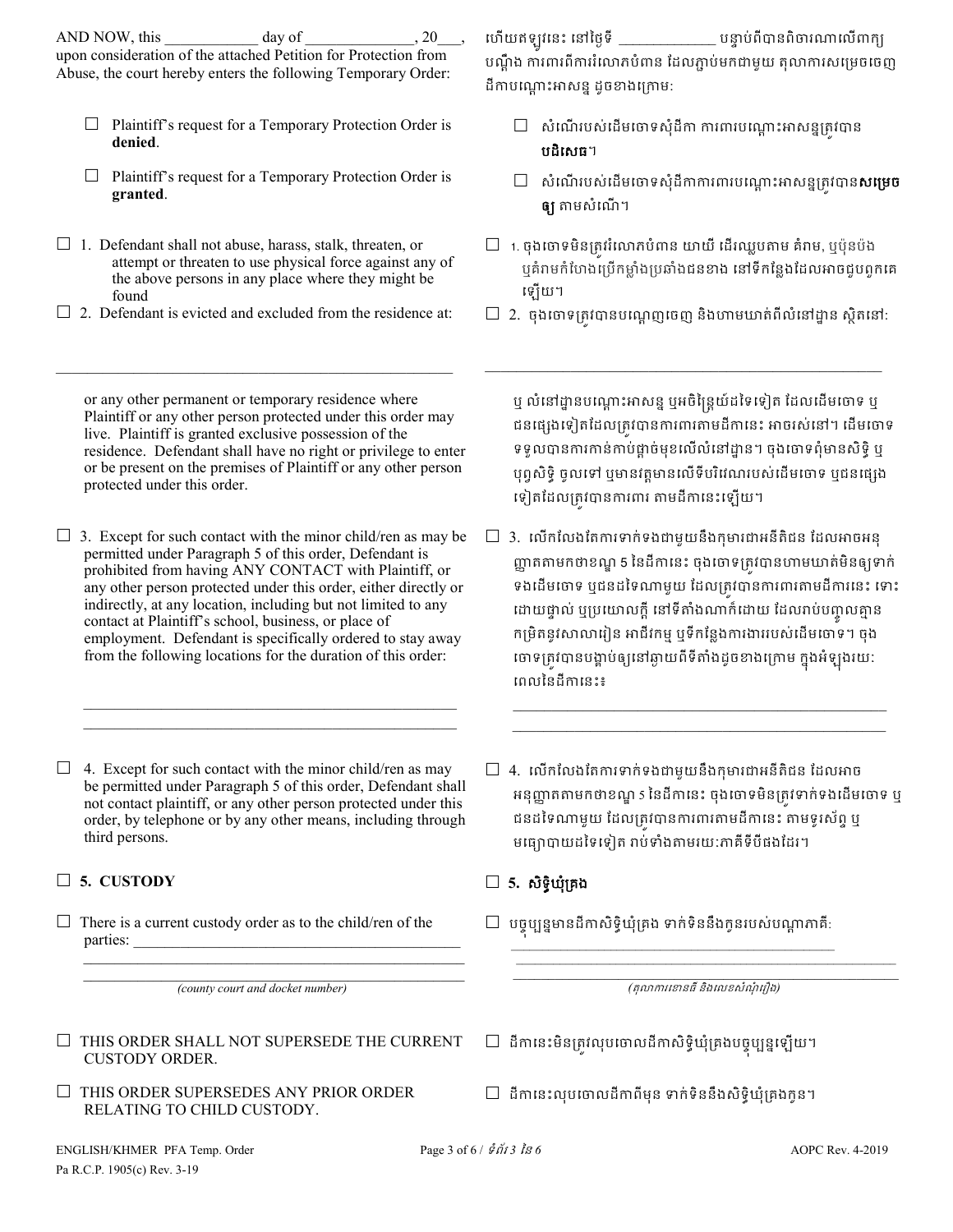AND NOW, this ____________ day of ______________, 20___, upon consideration of the attached Petition for Protection from Abuse, the court hereby enters the following Temporary Order:

ហើយឥឡូវនេះ នៅថ្ងៃទី ____________ បន្ទាប់ពីបានពិចារណាលើពាក្យបណ្តឹង ការពារពីការរំលោភបំពាន ដែលភ្ជាប់មកជាមួយ តុលាការសម្រេចចេញដីកាបណ្តោះអាសន្ន ដូចខាងក្រោមៈ

- ☐ Plaintiff's request for a Temporary Protection Order is **denied**.
- ☐ សំណើរបស់ដើមចោទសុំដីកា ការពារបណ្តោះអាសន្នត្រូវបាន **បដិសេធ**។
- ☐ Plaintiff's request for a Temporary Protection Order is **granted**.
- ☐ សំណើរបស់ដើមចោទសុំដីកាការពារបណ្តោះអាសន្នត្រូវបាន**សម្រេចឲ្យ** តាមសំណើ។

☐ 1. Defendant shall not abuse, harass, stalk, threaten, or attempt or threaten to use physical force against any of the above persons in any place where they might be found

☐ 1. ចុងចោទមិនត្រូវរំលោភបំពាន យាយី ដើរឈ្លបតាម គំរាម, ឬប៉ុនប៉ង ឬគំរាមកំហែងប្រើកម្លាំងប្រឆាំងជនខាង នៅទីកន្លែងដែលអាចជួបពួកគេឡើយ។

☐ 2. Defendant is evicted and excluded from the residence at:

☐ 2. ចុងចោទត្រូវបានបណ្តេញចេញ និងហាមឃាត់ពីលំនៅដ្ឋាន ស្ថិតនៅៈ

_______________________________________________

or any other permanent or temporary residence where Plaintiff or any other person protected under this order may live. Plaintiff is granted exclusive possession of the residence. Defendant shall have no right or privilege to enter or be present on the premises of Plaintiff or any other person protected under this order.

ឬ លំនៅដ្ឋានបណ្តោះអាសន្ន ឬអចិន្ត្រៃយ៍ដទៃទៀត ដែលដើមចោទ ឬ ជនផ្សេងទៀតដែលត្រូវបានការពារតាមដីកានេះ អាចរស់នៅ។ ដើមចោទទទួលបានការកាន់កាប់ផ្តាច់មុខលើលំនៅដ្ឋាន។ ចុងចោទពុំមានសិទ្ធិ ឬ បុព្វសិទ្ធិ ចូលទៅ ឬមានវត្តមានលើទីបរិវេណរបស់ដើមចោទ ឬជនផ្សេងទៀតដែលត្រូវបានការពារ តាមដីកានេះឡើយ។

☐ 3. Except for such contact with the minor child/ren as may be permitted under Paragraph 5 of this order, Defendant is prohibited from having ANY CONTACT with Plaintiff, or any other person protected under this order, either directly or indirectly, at any location, including but not limited to any contact at Plaintiff's school, business, or place of employment. Defendant is specifically ordered to stay away from the following locations for the duration of this order:

☐ 3. លើកលែងតែការទាក់ទងជាមួយនឹងកុមារជាអនីតិជន ដែលអាចអនុញ្ញាតតាមកថាខណ្ឌ 5 នៃដីកានេះ ចុងចោទត្រូវបានហាមឃាត់មិនឲ្យទាក់ទងដើមចោទ ឬជនដទៃណាមួយ ដែលត្រូវបានការពារតាមដីកានេះ ទោះដោយផ្ទាល់ ឬប្រយោលក្តី នៅទីតាំងណាក៏ដោយ ដែលរាប់បញ្ចូលគ្មានកម្រិតនូវសាលារៀន អាជីវកម្ម ឬទីកន្លែងការងាររបស់ដើមចោទ។ ចុងចោទត្រូវបានបង្គាប់ឲ្យនៅឆ្ងាយពីទីតាំងដូចខាងក្រោម ក្នុងអំឡុងរយៈពេលនៃដីកានេះៈ

_______________________________________________
_______________________________________________

☐ 4. Except for such contact with the minor child/ren as may be permitted under Paragraph 5 of this order, Defendant shall not contact plaintiff, or any other person protected under this order, by telephone or by any other means, including through third persons.

☐ 4. លើកលែងតែការទាក់ទងជាមួយនឹងកុមារជាអនីតិជន ដែលអាចអនុញ្ញាតតាមកថាខណ្ឌ 5 នៃដីកានេះ ចុងចោទមិនត្រូវទាក់ទងដើមចោទ ឬជនដទៃណាមួយ ដែលត្រូវបានការពារតាមដីកានេះ តាមទូរស័ព្ទ ឬមធ្យោបាយដទៃទៀត រាប់ទាំងតាមរយៈភាគីទីបីផងដែរ។

☐ **5. CUSTODY**

☐ **5. សិទ្ធិឃុំគ្រង**

☐ There is a current custody order as to the child/ren of the parties: _______________________________________________

_______________________________________________

_______________________________________________
*(county court and docket number)*

☐ បច្ចុប្បន្នមានដីកាសិទ្ធិឃុំគ្រង ទាក់ទិននឹងកូនរបស់បណ្តាភាគីៈ

_______________________________________________

_______________________________________________
*(តុលាការខោនធី និងលេខសំណុំរឿង)*

☐ THIS ORDER SHALL NOT SUPERSEDE THE CURRENT CUSTODY ORDER.

☐ ដីកានេះមិនត្រូវលុបចោលដីកាសិទ្ធិឃុំគ្រងបច្ចុប្បន្នឡើយ។

☐ THIS ORDER SUPERSEDES ANY PRIOR ORDER RELATING TO CHILD CUSTODY.

☐ ដីកានេះលុបចោលដីកាពីមុន ទាក់ទិននឹងសិទ្ធិឃុំគ្រងកូន។

ENGLISH/KHMER PFA Temp. Order
Pa R.C.P. 1905(c) Rev. 3-19

AOPC Rev. 4-2019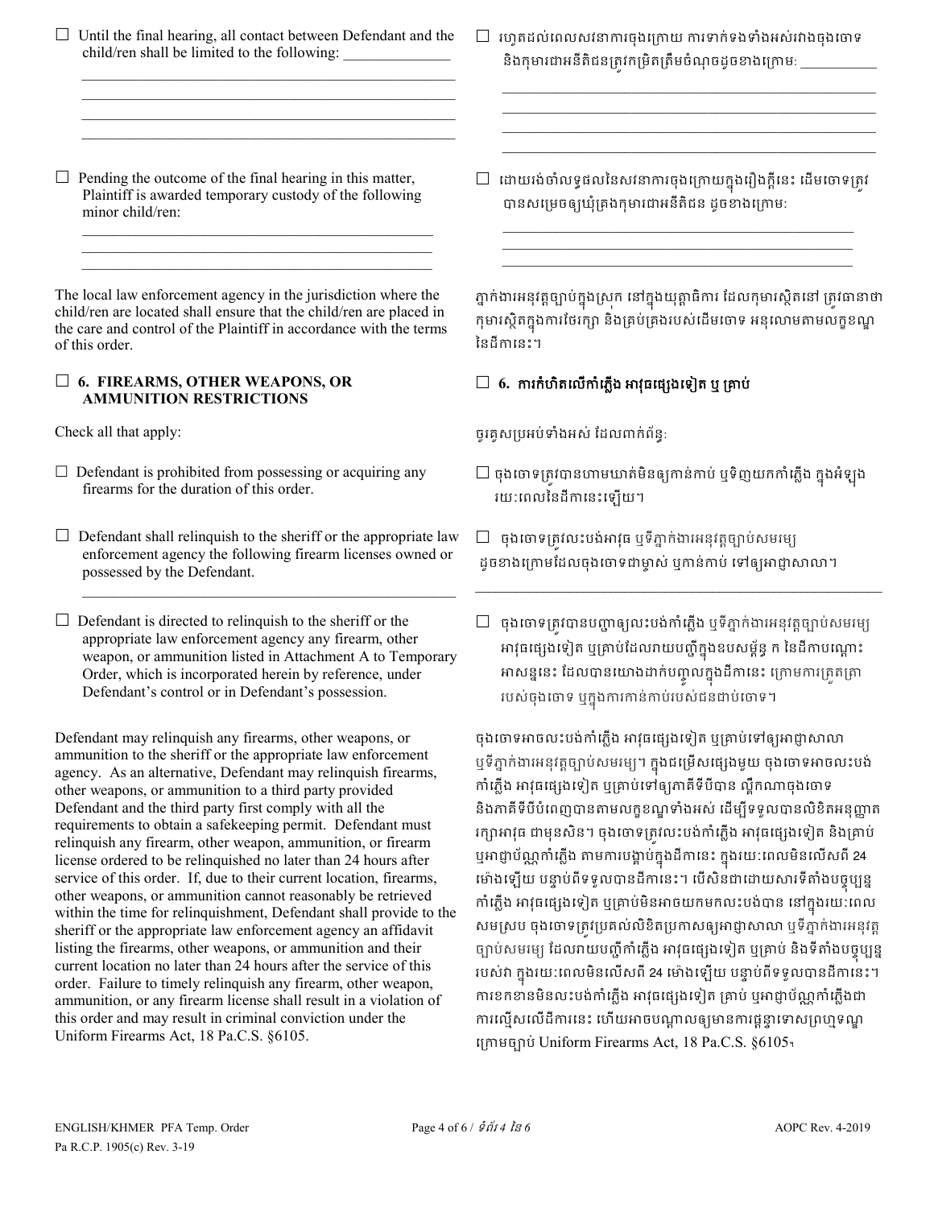☐ Until the final hearing, all contact between Defendant and the child/ren shall be limited to the following: ______________

______________________________________________________
______________________________________________________
______________________________________________________
______________________________________________________

☐ រហូតដល់ពេលសវនាការចុងក្រោយ ការទាក់ទងទាំងអស់រវាងចុងចោទ និងកុមារជាអនីតិជនត្រូវកម្រិតត្រឹមចំណុចដូចខាងក្រោមៈ __________

______________________________________________________
______________________________________________________
______________________________________________________
______________________________________________________

☐ Pending the outcome of the final hearing in this matter, Plaintiff is awarded temporary custody of the following minor child/ren:

______________________________________________________
______________________________________________________
______________________________________________________

☐ ដោយរង់ចាំលទ្ធផលនៃសវនាការចុងក្រោយក្នុងរឿងក្តីនេះ ដើមចោទត្រូវបានសម្រេចឲ្យឃុំគ្រងកុមារជាអនីតិជន ដូចខាងក្រោមៈ

______________________________________________________
______________________________________________________
______________________________________________________

The local law enforcement agency in the jurisdiction where the child/ren are located shall ensure that the child/ren are placed in the care and control of the Plaintiff in accordance with the terms of this order.

ភ្នាក់ងារអនុវត្តច្បាប់ក្នុងស្រុក នៅក្នុងយុត្តាធិការ ដែលកុមារស្ថិតនៅ ត្រូវធានាថា កុមារស្ថិតក្នុងការថែរក្សា និងគ្រប់គ្រងរបស់ដើមចោទ អនុលោមតាមលក្ខខណ្ឌនៃដីកានេះ។

## ☐ 6. FIREARMS, OTHER WEAPONS, OR AMMUNITION RESTRICTIONS

## ☐ 6. ការកំហិតលើកាំភ្លើង អាវុធផ្សេងទៀត ឬ គ្រាប់

Check all that apply:

ចូរគូសប្រអប់ទាំងអស់ ដែលពាក់ព័ន្ធៈ

☐ Defendant is prohibited from possessing or acquiring any firearms for the duration of this order.

☐ ចុងចោទត្រូវបានហាមឃាត់មិនឲ្យកាន់កាប់ ឬទិញយកកាំភ្លើង ក្នុងអំឡុងរយៈពេលនៃដីកានេះឡើយ។

☐ Defendant shall relinquish to the sheriff or the appropriate law enforcement agency the following firearm licenses owned or possessed by the Defendant.

______________________________________________________

☐ ចុងចោទត្រូវលះបង់អាវុធ ឬទីភ្នាក់ងារអនុវត្តច្បាប់សមរម្យ ដូចខាងក្រោមដែលចុងចោទជាម្ចាស់ ឬកាន់កាប់ ទៅឲ្យអាជ្ញាសាលា។

______________________________________________________

☐ Defendant is directed to relinquish to the sheriff or the appropriate law enforcement agency any firearm, other weapon, or ammunition listed in Attachment A to Temporary Order, which is incorporated herein by reference, under Defendant's control or in Defendant's possession.

☐ ចុងចោទត្រូវបានបញ្ជាឲ្យលះបង់កាំភ្លើង ឬទីភ្នាក់ងារអនុវត្តច្បាប់សមរម្យ អាវុធផ្សេងទៀត ឬគ្រាប់ដែលរាយបញ្ជីក្នុងឧបសម្ព័ន្ធ ក នៃដីកាបណ្តោះអាសន្ននេះ ដែលបានយោងដាក់បញ្ចូលក្នុងដីកានេះ ក្រោមការត្រួតត្រារបស់ចុងចោទ ឬក្នុងការកាន់កាប់របស់ជនជាប់ចោទ។

Defendant may relinquish any firearms, other weapons, or ammunition to the sheriff or the appropriate law enforcement agency. As an alternative, Defendant may relinquish firearms, other weapons, or ammunition to a third party provided Defendant and the third party first comply with all the requirements to obtain a safekeeping permit. Defendant must relinquish any firearm, other weapon, ammunition, or firearm license ordered to be relinquished no later than 24 hours after service of this order. If, due to their current location, firearms, other weapons, or ammunition cannot reasonably be retrieved within the time for relinquishment, Defendant shall provide to the sheriff or the appropriate law enforcement agency an affidavit listing the firearms, other weapons, or ammunition and their current location no later than 24 hours after the service of this order. Failure to timely relinquish any firearm, other weapon, ammunition, or any firearm license shall result in a violation of this order and may result in criminal conviction under the Uniform Firearms Act, 18 Pa.C.S. §6105.

ចុងចោទអាចលះបង់កាំភ្លើង អាវុធផ្សេងទៀត ឬគ្រាប់ទៅឲ្យអាជ្ញាសាលា ឬទីភ្នាក់ងារអនុវត្តច្បាប់សមរម្យ។ ក្នុងជម្រើសផ្សេងមួយ ចុងចោទអាចលះបង់កាំភ្លើង អាវុធផ្សេងទៀត ឬគ្រាប់ទៅឲ្យភាគីទីបីបាន លុំត្រណាចុងចោទ និងភាគីទីបីបំពេញបានតាមលក្ខខណ្ឌទាំងអស់ ដើម្បីទទួលបានលិខិតអនុញ្ញាតរក្សាអាវុធ ជាមុនសិន។ ចុងចោទត្រូវលះបង់កាំភ្លើង អាវុធផ្សេងទៀត និងគ្រាប់ ឬអាជ្ញាប័ណ្ណកាំភ្លើង តាមការបង្គាប់ក្នុងដីកានេះ ក្នុងរយៈពេលមិនលើសពី 24 ម៉ោងឡើយ បន្ទាប់ពីទទួលបានដីកានេះ។ បើសិនជាដោយសារទីតាំងបច្ចុប្បន្ន កាំភ្លើង អាវុធផ្សេងទៀត ឬគ្រាប់មិនអាចយកមកលះបង់បាន នៅក្នុងរយៈពេលសមស្រប ចុងចោទត្រូវប្រគល់លិខិតប្រកាសឲ្យអាជ្ញាសាលា ឬទីភ្នាក់ងារអនុវត្តច្បាប់សមរម្យ ដែលរាយបញ្ជីកាំភ្លើង អាវុធផ្សេងទៀត ឬគ្រាប់ និងទីតាំងបច្ចុប្បន្នរបស់វា ក្នុងរយៈពេលមិនលើសពី 24 ម៉ោងឡើយ បន្ទាប់ពីទទួលបានដីកានេះ។ ការខកខានមិនលះបង់កាំភ្លើង អាវុធផ្សេងទៀត គ្រាប់ ឬអាជ្ញាប័ណ្ណកាំភ្លើងជាការល្មើសលើដីកានេះ ហើយអាចបណ្តាលឲ្យមានការផ្តន្ទាទោសព្រហ្មទណ្ឌក្រោមច្បាប់ Uniform Firearms Act, 18 Pa.C.S. §6105។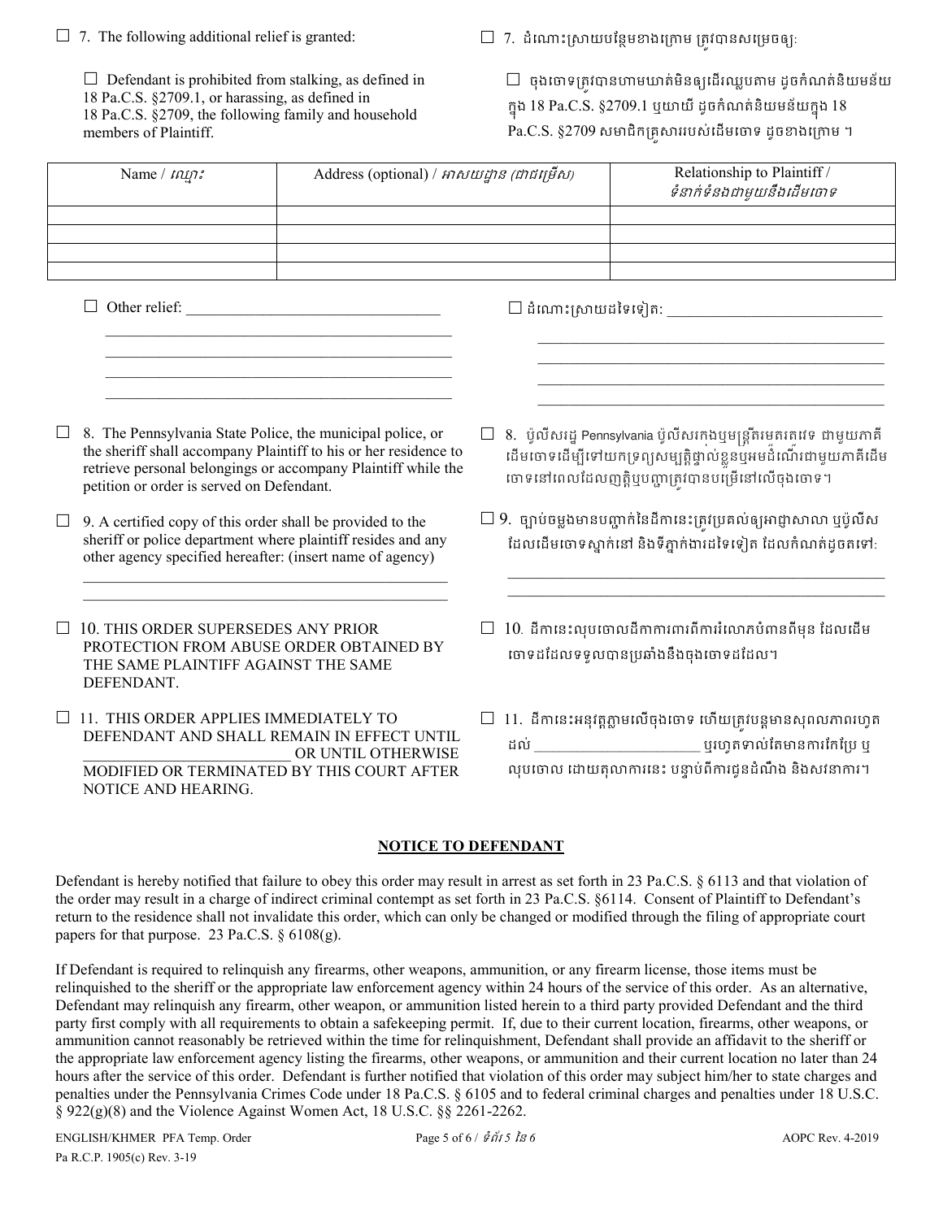☐ 7. The following additional relief is granted:

☐ 7. ដំណោះស្រាយបន្ថែមខាងក្រោម ត្រូវបានសម្រេចឲ្យ:

☐ Defendant is prohibited from stalking, as defined in 18 Pa.C.S. §2709.1, or harassing, as defined in 18 Pa.C.S. §2709, the following family and household members of Plaintiff.

☐ចុងចោទត្រូវបានហាមឃាត់មិនឲ្យដើរឈ្លបតាម ដូចកំណត់និយមន័យក្នុង 18 Pa.C.S. §2709.1 ឬយាយី ដូចកំណត់និយមន័យក្នុង 18 Pa.C.S. §2709 សមាជិកគ្រួសាររបស់ដើមចោទ ដូចខាងក្រោម ។

| Name / *ឈ្មោះ* | Address (optional) / *អាសយដ្ឋាន (ជាជម្រើស)* | Relationship to Plaintiff / *ទំនាក់ទំនងជាមួយនឹងដើមចោទ* |
|---|---|---|
| | | |
| | | |
| | | |
| | | |

☐ Other relief: ________________________________

☐ ដំណោះស្រាយដទៃទៀត: ________________________________

☐ 8. The Pennsylvania State Police, the municipal police, or the sheriff shall accompany Plaintiff to his or her residence to retrieve personal belongings or accompany Plaintiff while the petition or order is served on Defendant.

☐ 8. ប៉ូលីសរដ្ឋ Pennsylvania ប៉ូលីសក្រុងឬមន្ត្រីរមេតរតវេង ជាមួយភាគីដើមចោទដើម្បីទៅយកទ្រព្យសម្បត្តិផ្ទាល់ខ្លួនឬអមដំណើរជាមួយភាគីដើមចោទនៅពេលដែលញត្តិឬបញ្ជាត្រូវបានបម្រើនៅលើចុងចោទ។

☐ 9. A certified copy of this order shall be provided to the sheriff or police department where plaintiff resides and any other agency specified hereafter: (insert name of agency)

________________________________________________

☐ 9. ច្បាប់ចម្លងមានបញ្ជាក់នៃដីកានេះត្រូវប្រគល់ឲ្យអាជ្ញាសាលា ឬប៉ូលីស ដែលដើមចោទស្នាក់នៅ និងទីភ្នាក់ងារដទៃទៀត ដែលកំណត់ដូចតទៅ:

________________________________________________

☐ 10. THIS ORDER SUPERSEDES ANY PRIOR PROTECTION FROM ABUSE ORDER OBTAINED BY THE SAME PLAINTIFF AGAINST THE SAME DEFENDANT.

☐ 10. ដីកានេះលុបចោលដីកាការពារពីការរំលោភបំពានពីមុន ដែលដើមចោទដដែលទទួលបានប្រឆាំងនឹងចុងចោទដដែល។

☐ 11. THIS ORDER APPLIES IMMEDIATELY TO DEFENDANT AND SHALL REMAIN IN EFFECT UNTIL ________________________ OR UNTIL OTHERWISE MODIFIED OR TERMINATED BY THIS COURT AFTER NOTICE AND HEARING.

☐ 11. ដីកានេះអនុវត្តភ្លាមលើចុងចោទ ហើយត្រូវបន្តមានសុពលភាពរហូតដល់ ______________________ ឬរហូតទាល់តែមានការកែប្រែ ឬលុបចោល ដោយតុលាការនេះ បន្ទាប់ពីការជូនដំណឹង និងសវនាការ។

## NOTICE TO DEFENDANT

Defendant is hereby notified that failure to obey this order may result in arrest as set forth in 23 Pa.C.S. § 6113 and that violation of the order may result in a charge of indirect criminal contempt as set forth in 23 Pa.C.S. §6114. Consent of Plaintiff to Defendant's return to the residence shall not invalidate this order, which can only be changed or modified through the filing of appropriate court papers for that purpose. 23 Pa.C.S. § 6108(g).

If Defendant is required to relinquish any firearms, other weapons, ammunition, or any firearm license, those items must be relinquished to the sheriff or the appropriate law enforcement agency within 24 hours of the service of this order. As an alternative, Defendant may relinquish any firearm, other weapon, or ammunition listed herein to a third party provided Defendant and the third party first comply with all requirements to obtain a safekeeping permit. If, due to their current location, firearms, other weapons, or ammunition cannot reasonably be retrieved within the time for relinquishment, Defendant shall provide an affidavit to the sheriff or the appropriate law enforcement agency listing the firearms, other weapons, or ammunition and their current location no later than 24 hours after the service of this order. Defendant is further notified that violation of this order may subject him/her to state charges and penalties under the Pennsylvania Crimes Code under 18 Pa.C.S. § 6105 and to federal criminal charges and penalties under 18 U.S.C. § 922(g)(8) and the Violence Against Women Act, 18 U.S.C. §§ 2261-2262.

ENGLISH/KHMER PFA Temp. Order — AOPC Rev. 4-2019
Pa R.C.P. 1905(c) Rev. 3-19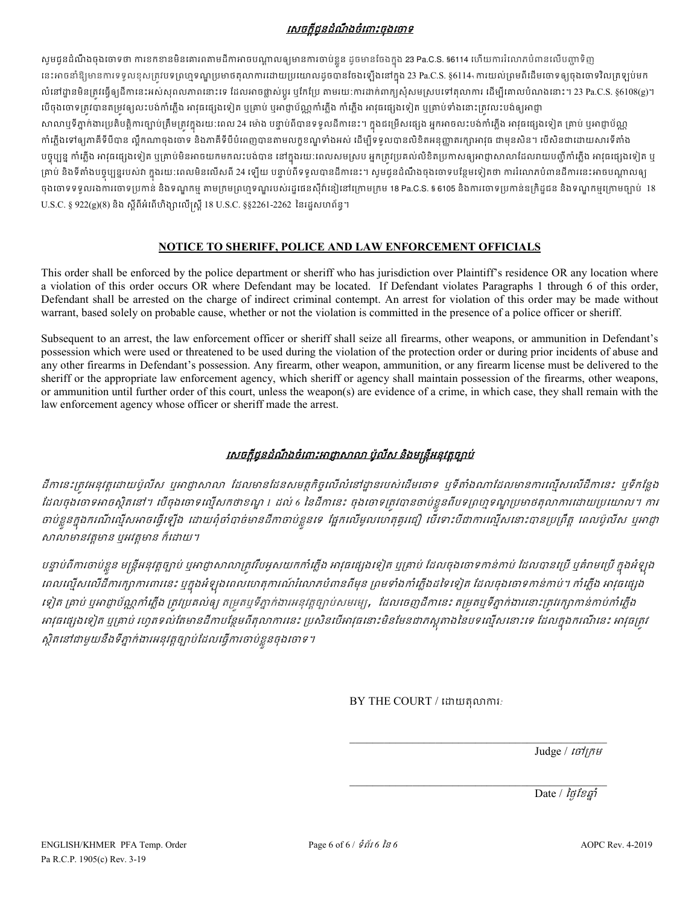## *សេចក្តីជូនដំណឹងចំពោះចុងចោទ*

សូមជូនដំណឹងចុងចោទថា ការខកខានមិនគោរពតាមដីកាអាចបណ្តាលឲ្យមានការចាប់ខ្លួន ដូចមានចែងក្នុង 23 Pa.C.S. §6114 ហើយការរំលោភបំពានលើបញ្ជាទិញនេះអាចនាំឱ្យមានការទទួលខុសត្រូវបទព្រហ្មទណ្ឌប្រមាថតុលាការដោយប្រយោលដូចបានចែងឡើងនៅក្នុង 23 Pa.C.S. §6114។ ការយល់ព្រមពីដើមចោទឲ្យចុងចោទវិលត្រឡប់មកលំនៅដ្ឋានមិនត្រូវធ្វើឲ្យដីកានេះអស់សុពលភាពនោះទេ ដែលអាចផ្លាស់ប្តូរ ឬកែប្រែ តាមរយៈការដាក់ពាក្យសុំសមស្របទៅតុលាការ ដើម្បីគោលបំណងនោះ។ 23 Pa.C.S. §6108(g)។ បើចុងចោទត្រូវបានតម្រូវឲ្យលះបង់កាំភ្លើង អាវុធផ្សេងទៀត ឬគ្រាប់ ឬអាជ្ញាប័ណ្ណកាំភ្លើង កាំភ្លើង អាវុធផ្សេងទៀត ឬគ្រាប់ទាំងនោះត្រូវលះបង់ឲ្យអាជ្ញាសាលាឬទីភ្នាក់ងារប្រតិបត្តិការច្បាប់ត្រឹមត្រូវក្នុងរយៈពេល 24 ម៉ោង បន្ទាប់ពីបានទទួលដីកានេះ។ ក្នុងជម្រើសផ្សេង អ្នកអាចលះបង់កាំភ្លើង អាវុធផ្សេងទៀត គ្រាប់ ឬអាជ្ញាប័ណ្ណកាំភ្លើងទៅឲ្យភាគីទីបីបាន ល្អិតណាចុងចោទ និងភាគីទីបីបំពេញបានតាមលក្ខខណ្ឌទាំងអស់ ដើម្បីទទួលបានលិខិតអនុញ្ញាតរក្សាអាវុធ ជាមុនសិន។ បើសិនជាដោយសារទីតាំងបច្ចុប្បន្ន កាំភ្លើង អាវុធផ្សេងទៀត ឬគ្រាប់មិនអាចយកមកលះបង់បាន នៅក្នុងរយៈពេលសមស្រប អ្នកត្រូវប្រគល់លិខិតប្រកាសឲ្យអាជ្ញាសាលាដែលរាយបញ្ជីកាំភ្លើង អាវុធផ្សេងទៀត ឬគ្រាប់ និងទីតាំងបច្ចុប្បន្នរបស់វា ក្នុងរយៈពេលមិនលើសពី 24 ឡើយ បន្ទាប់ពីទទួលបានដីកានេះ។ សូមជូនដំណឹងចុងចោទបន្ថែមទៀតថា ការរំលោភបំពានដីកានេះអាចបណ្តាលឲ្យចុងចោទទទួលរងការចោទប្រកាន់ និងទណ្ឌកម្ម តាមក្រមព្រហ្មទណ្ឌរបស់រដ្ឋផេនស៊ីវ៉ានៀនៅក្រោមក្រម 18 Pa.C.S. § 6105 និងការចោទប្រកាន់ឧក្រិដ្ឋជន និងទណ្ឌកម្មក្រោមច្បាប់ 18 U.S.C. § 922(g)(8) និង ស្តីពីអំពើហិង្សាលើស្ត្រី 18 U.S.C. §§2261-2262 នៃរដ្ឋសហព័ន្ធ។

### NOTICE TO SHERIFF, POLICE AND LAW ENFORCEMENT OFFICIALS

This order shall be enforced by the police department or sheriff who has jurisdiction over Plaintiff's residence OR any location where a violation of this order occurs OR where Defendant may be located. If Defendant violates Paragraphs 1 through 6 of this order, Defendant shall be arrested on the charge of indirect criminal contempt. An arrest for violation of this order may be made without warrant, based solely on probable cause, whether or not the violation is committed in the presence of a police officer or sheriff.

Subsequent to an arrest, the law enforcement officer or sheriff shall seize all firearms, other weapons, or ammunition in Defendant's possession which were used or threatened to be used during the violation of the protection order or during prior incidents of abuse and any other firearms in Defendant's possession. Any firearm, other weapon, ammunition, or any firearm license must be delivered to the sheriff or the appropriate law enforcement agency, which sheriff or agency shall maintain possession of the firearms, other weapons, or ammunition until further order of this court, unless the weapon(s) are evidence of a crime, in which case, they shall remain with the law enforcement agency whose officer or sheriff made the arrest.

## *សេចក្តីជូនដំណឹងចំពោះអាជ្ញាសាលា ប៉ូលីស និងមន្ត្រីអនុវត្តច្បាប់*

*ដីកានេះត្រូវអនុវត្តដោយប៉ូលីស ឬអាជ្ញាសាលា ដែលមានដែនសមត្ថកិច្ចលើលំនៅដ្ឋានរបស់ដើមចោទ ឬទីតាំងណាដែលមានការល្មើសលើដីកានេះ ឬទីកន្លែងដែលចុងចោទអាចស្ថិតនៅ។ បើចុងចោទល្មើសកថាខណ្ឌ 1 ដល់ 6 នៃដីកានេះ ចុងចោទត្រូវបានចាប់ខ្លួនពីបទព្រហ្មទណ្ឌប្រមាថតុលាការដោយប្រយោល។ ការចាប់ខ្លួនក្នុងករណីល្មើសអាចធ្វើឡើង ដោយពុំចាំបាច់មានដីកាចាប់ខ្លួនទេ ផ្អែកលើមូលហេតុគួរជឿ បើទោះបីជាការល្មើសនោះបានប្រព្រឹត្ត ពេលប៉ូលីស ឬអាជ្ញាសាលាមានវត្តមាន ឬអវត្តមាន ក៏ដោយ។*

*បន្ទាប់ពីការចាប់ខ្លួន មន្ត្រីអនុវត្តច្បាប់ ឬអាជ្ញាសាលាត្រូវរឹបអូសយកកាំភ្លើង អាវុធផ្សេងទៀត ឬគ្រាប់ ដែលចុងចោទកាន់កាប់ ដែលបានប្រើ ឬគំរាមប្រើ ក្នុងអំឡុងពេលល្មើសលើដីកាការពារនេះ ឬក្នុងអំឡុងពេលហេតុការណ៍រំលោភបំពានពីមុន ព្រមទាំងកាំភ្លើងដទៃទៀត ដែលចុងចោទកាន់កាប់។ កាំភ្លើង អាវុធផ្សេងទៀត គ្រាប់ ឬអាជ្ញាប័ណ្ណកាំភ្លើង ត្រូវប្រគល់ឲ្យ តម្រួតឬទីភ្នាក់ងារអនុវត្តច្បាប់សមរម្យ, ដែលចេញដីកានេះ តម្រួតឬទីភ្នាក់ងារនោះត្រូវរក្សាកាន់កាប់កាំភ្លើង អាវុធផ្សេងទៀត ឬគ្រាប់ រហូតទល់តែមានដីកាបន្ថែមពីតុលាការនេះ ប្រសិនបើអាវុធនោះមិនមែនជាភស្តុតាងនៃបទល្មើសនោះទេ ដែលក្នុងករណីនេះ អាវុធត្រូវស្ថិតនៅជាមួយនឹងទីភ្នាក់ងារអនុវត្តច្បាប់ដែលធ្វើការចាប់ខ្លួនចុងចោទ។*

BY THE COURT / ដោយតុលាការ*:*

\_\_\_\_\_\_\_\_\_\_\_\_\_\_\_\_\_\_\_\_\_\_\_\_\_\_\_\_\_\_\_\_\_\_\_\_\_\_\_\_\_\_\_\_
Judge / *ចៅក្រម*

\_\_\_\_\_\_\_\_\_\_\_\_\_\_\_\_\_\_\_\_\_\_\_\_\_\_\_\_\_\_\_\_\_\_\_\_\_\_\_\_\_\_\_\_
Date / *ថ្ងៃខែឆ្នាំ*

ENGLISH/KHMER PFA Temp. Order
Pa R.C.P. 1905(c) Rev. 3-19

AOPC Rev. 4-2019